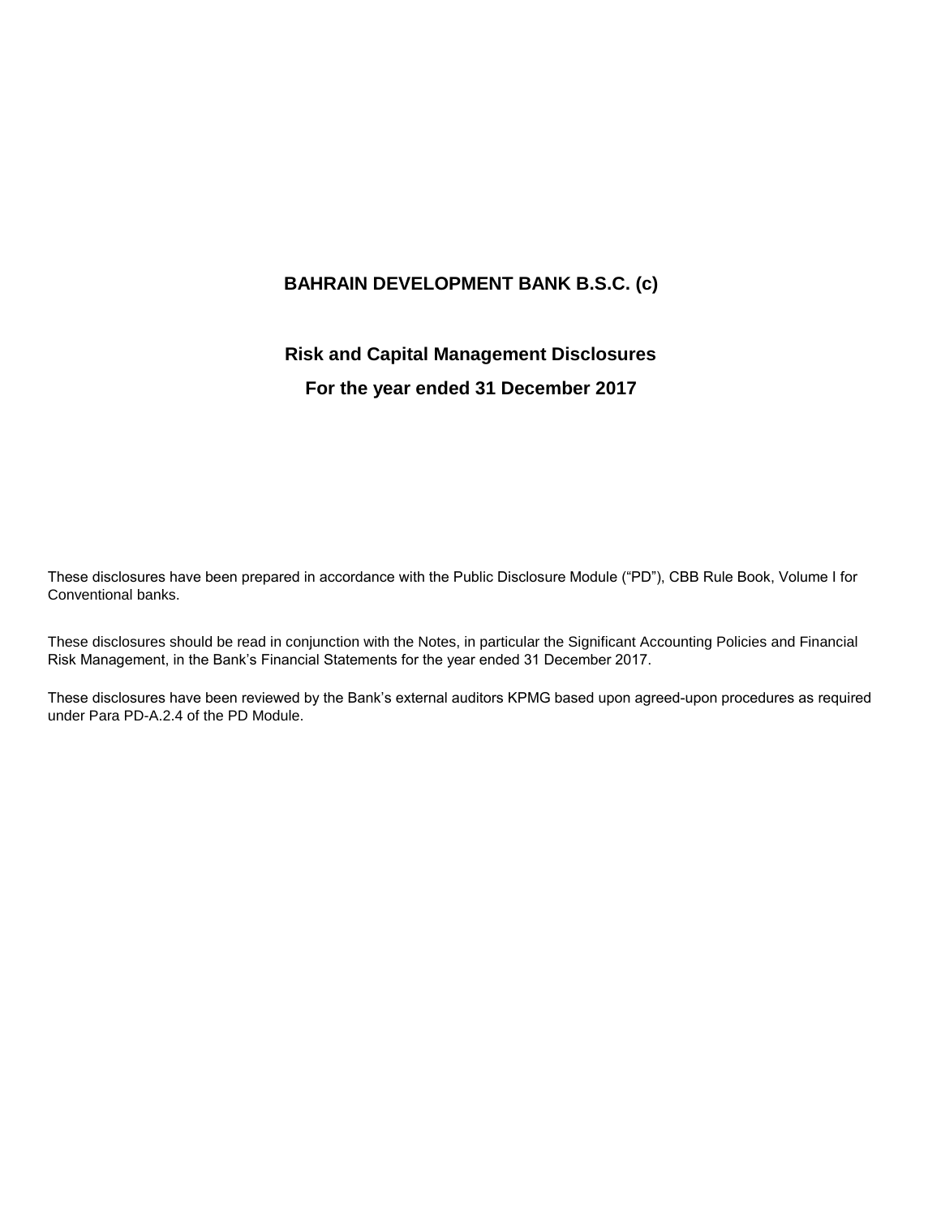# BAHRAIN DEVELOPMENT BANK B.S.C. (c)

## Risk and Capital Management Disclosures

## For the year ended 31 December 2017

These disclosures have been prepared in accordance with the Public Disclosure Module ("PD"), CBB Rule Book, Volume I for Conventional banks.

These disclosures should be read in conjunction with the Notes, in particular the Significant Accounting Policies and Financial Risk Management, in the Bank's Financial Statements for the year ended 31 December 2017.

These disclosures have been reviewed by the Bank's external auditors KPMG based upon agreed-upon procedures as required under Para PD-A.2.4 of the PD Module.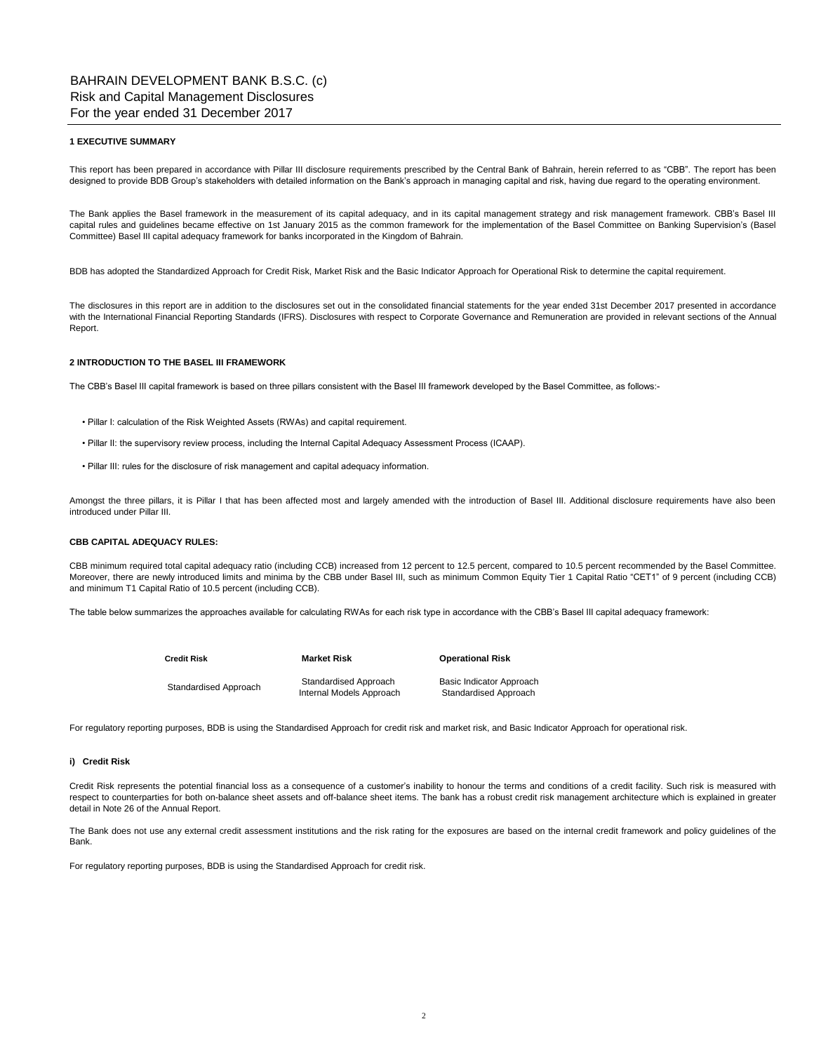# BAHRAIN DEVELOPMENT BANK B.S.C. (c)
## Risk and Capital Management Disclosures
## For the year ended 31 December 2017

### 1 EXECUTIVE SUMMARY

This report has been prepared in accordance with Pillar III disclosure requirements prescribed by the Central Bank of Bahrain, herein referred to as "CBB". The report has been designed to provide BDB Group's stakeholders with detailed information on the Bank's approach in managing capital and risk, having due regard to the operating environment.

The Bank applies the Basel framework in the measurement of its capital adequacy, and in its capital management strategy and risk management framework. CBB's Basel III capital rules and guidelines became effective on 1st January 2015 as the common framework for the implementation of the Basel Committee on Banking Supervision's (Basel Committee) Basel III capital adequacy framework for banks incorporated in the Kingdom of Bahrain.

BDB has adopted the Standardized Approach for Credit Risk, Market Risk and the Basic Indicator Approach for Operational Risk to determine the capital requirement.

The disclosures in this report are in addition to the disclosures set out in the consolidated financial statements for the year ended 31st December 2017 presented in accordance with the International Financial Reporting Standards (IFRS). Disclosures with respect to Corporate Governance and Remuneration are provided in relevant sections of the Annual Report.

### 2 INTRODUCTION TO THE BASEL III FRAMEWORK

The CBB's Basel III capital framework is based on three pillars consistent with the Basel III framework developed by the Basel Committee, as follows:-

- Pillar I: calculation of the Risk Weighted Assets (RWAs) and capital requirement.
- Pillar II: the supervisory review process, including the Internal Capital Adequacy Assessment Process (ICAAP).
- Pillar III: rules for the disclosure of risk management and capital adequacy information.

Amongst the three pillars, it is Pillar I that has been affected most and largely amended with the introduction of Basel III. Additional disclosure requirements have also been introduced under Pillar III.

#### CBB CAPITAL ADEQUACY RULES:

CBB minimum required total capital adequacy ratio (including CCB) increased from 12 percent to 12.5 percent, compared to 10.5 percent recommended by the Basel Committee. Moreover, there are newly introduced limits and minima by the CBB under Basel III, such as minimum Common Equity Tier 1 Capital Ratio "CET1" of 9 percent (including CCB) and minimum T1 Capital Ratio of 10.5 percent (including CCB).

The table below summarizes the approaches available for calculating RWAs for each risk type in accordance with the CBB's Basel III capital adequacy framework:

| Credit Risk | Market Risk | Operational Risk |
|---|---|---|
| Standardised Approach | Standardised Approach<br>Internal Models Approach | Basic Indicator Approach<br>Standardised Approach |

For regulatory reporting purposes, BDB is using the Standardised Approach for credit risk and market risk, and Basic Indicator Approach for operational risk.

#### i) Credit Risk

Credit Risk represents the potential financial loss as a consequence of a customer's inability to honour the terms and conditions of a credit facility. Such risk is measured with respect to counterparties for both on-balance sheet assets and off-balance sheet items. The bank has a robust credit risk management architecture which is explained in greater detail in Note 26 of the Annual Report.

The Bank does not use any external credit assessment institutions and the risk rating for the exposures are based on the internal credit framework and policy guidelines of the Bank.

For regulatory reporting purposes, BDB is using the Standardised Approach for credit risk.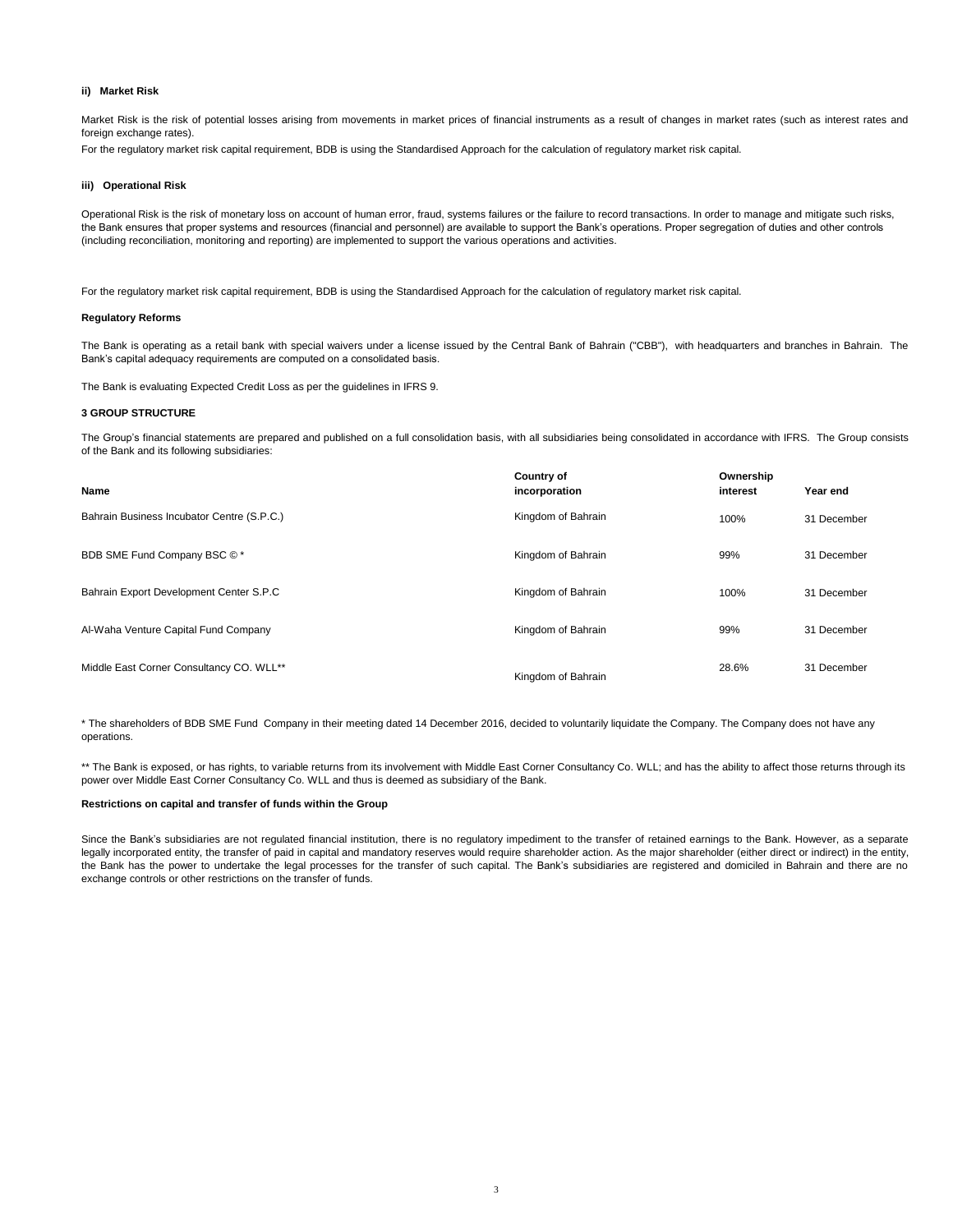#### ii) Market Risk

Market Risk is the risk of potential losses arising from movements in market prices of financial instruments as a result of changes in market rates (such as interest rates and foreign exchange rates).

For the regulatory market risk capital requirement, BDB is using the Standardised Approach for the calculation of regulatory market risk capital.

#### iii) Operational Risk

Operational Risk is the risk of monetary loss on account of human error, fraud, systems failures or the failure to record transactions. In order to manage and mitigate such risks, the Bank ensures that proper systems and resources (financial and personnel) are available to support the Bank's operations. Proper segregation of duties and other controls (including reconciliation, monitoring and reporting) are implemented to support the various operations and activities.

For the regulatory market risk capital requirement, BDB is using the Standardised Approach for the calculation of regulatory market risk capital.

#### Regulatory Reforms

The Bank is operating as a retail bank with special waivers under a license issued by the Central Bank of Bahrain ("CBB"), with headquarters and branches in Bahrain. The Bank's capital adequacy requirements are computed on a consolidated basis.

The Bank is evaluating Expected Credit Loss as per the guidelines in IFRS 9.

## 3 GROUP STRUCTURE

The Group's financial statements are prepared and published on a full consolidation basis, with all subsidiaries being consolidated in accordance with IFRS. The Group consists of the Bank and its following subsidiaries:

| Name | Country of incorporation | Ownership interest | Year end |
|---|---|---|---|
| Bahrain Business Incubator Centre (S.P.C.) | Kingdom of Bahrain | 100% | 31 December |
| BDB SME Fund Company BSC © * | Kingdom of Bahrain | 99% | 31 December |
| Bahrain Export Development Center S.P.C | Kingdom of Bahrain | 100% | 31 December |
| Al-Waha Venture Capital Fund Company | Kingdom of Bahrain | 99% | 31 December |
| Middle East Corner Consultancy CO. WLL** | Kingdom of Bahrain | 28.6% | 31 December |

\* The shareholders of BDB SME Fund Company in their meeting dated 14 December 2016, decided to voluntarily liquidate the Company. The Company does not have any operations.

** The Bank is exposed, or has rights, to variable returns from its involvement with Middle East Corner Consultancy Co. WLL; and has the ability to affect those returns through its power over Middle East Corner Consultancy Co. WLL and thus is deemed as subsidiary of the Bank.

#### Restrictions on capital and transfer of funds within the Group

Since the Bank's subsidiaries are not regulated financial institution, there is no regulatory impediment to the transfer of retained earnings to the Bank. However, as a separate legally incorporated entity, the transfer of paid in capital and mandatory reserves would require shareholder action. As the major shareholder (either direct or indirect) in the entity, the Bank has the power to undertake the legal processes for the transfer of such capital. The Bank's subsidiaries are registered and domiciled in Bahrain and there are no exchange controls or other restrictions on the transfer of funds.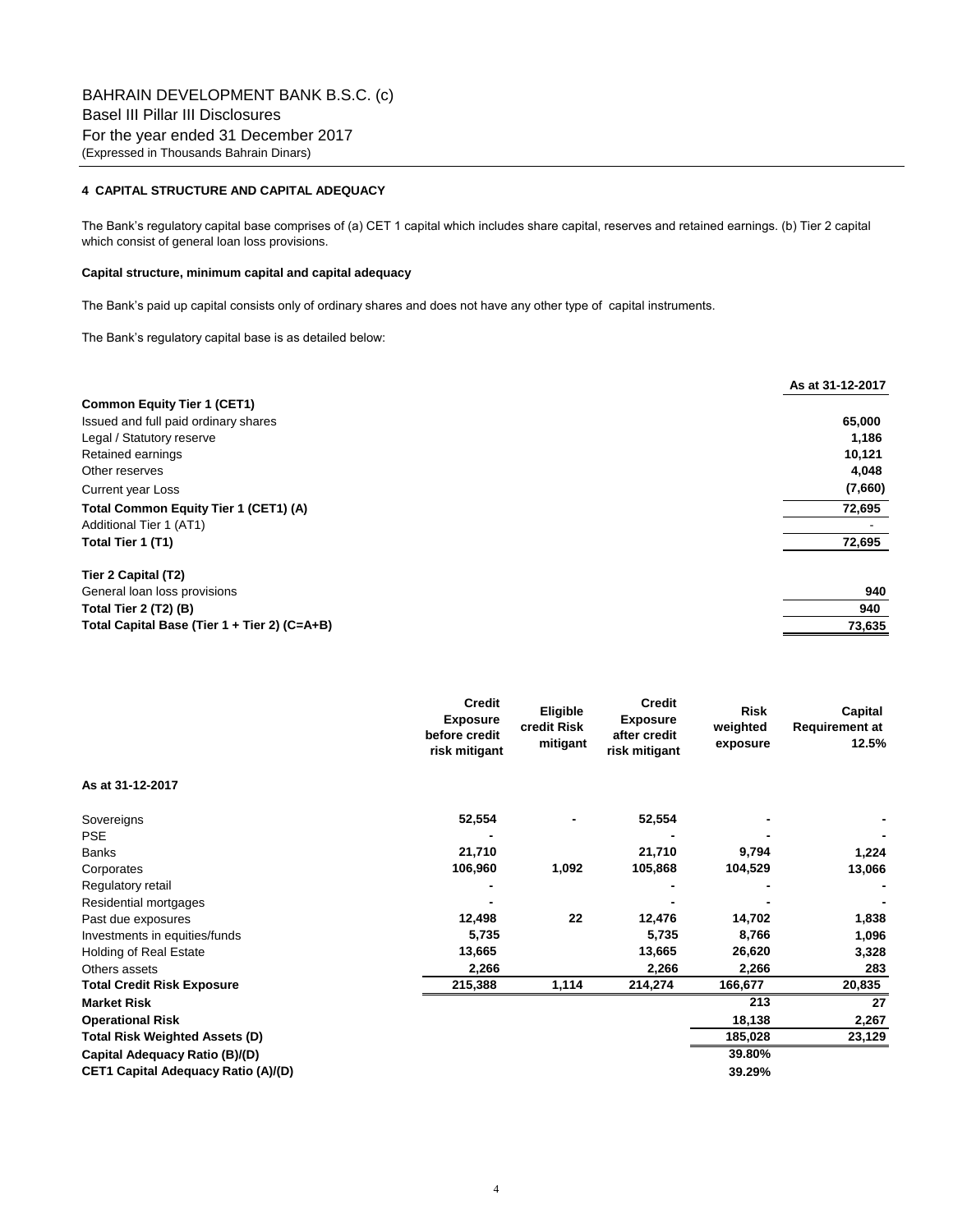# BAHRAIN DEVELOPMENT BANK B.S.C. (c)

Basel III Pillar III Disclosures

For the year ended 31 December 2017

(Expressed in Thousands Bahrain Dinars)

## 4 CAPITAL STRUCTURE AND CAPITAL ADEQUACY

The Bank's regulatory capital base comprises of (a) CET 1 capital which includes share capital, reserves and retained earnings. (b) Tier 2 capital which consist of general loan loss provisions.

### Capital structure, minimum capital and capital adequacy

The Bank's paid up capital consists only of ordinary shares and does not have any other type of capital instruments.

The Bank's regulatory capital base is as detailed below:

| | As at 31-12-2017 |
|---|---|
| **Common Equity Tier 1 (CET1)** | |
| Issued and full paid ordinary shares | 65,000 |
| Legal / Statutory reserve | 1,186 |
| Retained earnings | 10,121 |
| Other reserves | 4,048 |
| Current year Loss | (7,660) |
| **Total Common Equity Tier 1 (CET1) (A)** | 72,695 |
| Additional Tier 1 (AT1) | - |
| **Total Tier 1 (T1)** | 72,695 |
| | |
| **Tier 2 Capital (T2)** | |
| General loan loss provisions | 940 |
| **Total Tier 2 (T2) (B)** | 940 |
| **Total Capital Base (Tier 1 + Tier 2) (C=A+B)** | 73,635 |

| | Credit Exposure before credit risk mitigant | Eligible credit Risk mitigant | Credit Exposure after credit risk mitigant | Risk weighted exposure | Capital Requirement at 12.5% |
|---|---|---|---|---|---|
| **As at 31-12-2017** | | | | | |
| Sovereigns | 52,554 | - | 52,554 | - | - |
| PSE | - | | - | - | - |
| Banks | 21,710 | | 21,710 | 9,794 | 1,224 |
| Corporates | 106,960 | 1,092 | 105,868 | 104,529 | 13,066 |
| Regulatory retail | - | | - | - | - |
| Residential mortgages | - | | - | - | - |
| Past due exposures | 12,498 | 22 | 12,476 | 14,702 | 1,838 |
| Investments in equities/funds | 5,735 | | 5,735 | 8,766 | 1,096 |
| Holding of Real Estate | 13,665 | | 13,665 | 26,620 | 3,328 |
| Others assets | 2,266 | | 2,266 | 2,266 | 283 |
| **Total Credit Risk Exposure** | 215,388 | 1,114 | 214,274 | 166,677 | 20,835 |
| **Market Risk** | | | | 213 | 27 |
| **Operational Risk** | | | | 18,138 | 2,267 |
| **Total Risk Weighted Assets (D)** | | | | 185,028 | 23,129 |
| **Capital Adequacy Ratio (B)/(D)** | | | | 39.80% | |
| **CET1 Capital Adequacy Ratio (A)/(D)** | | | | 39.29% | |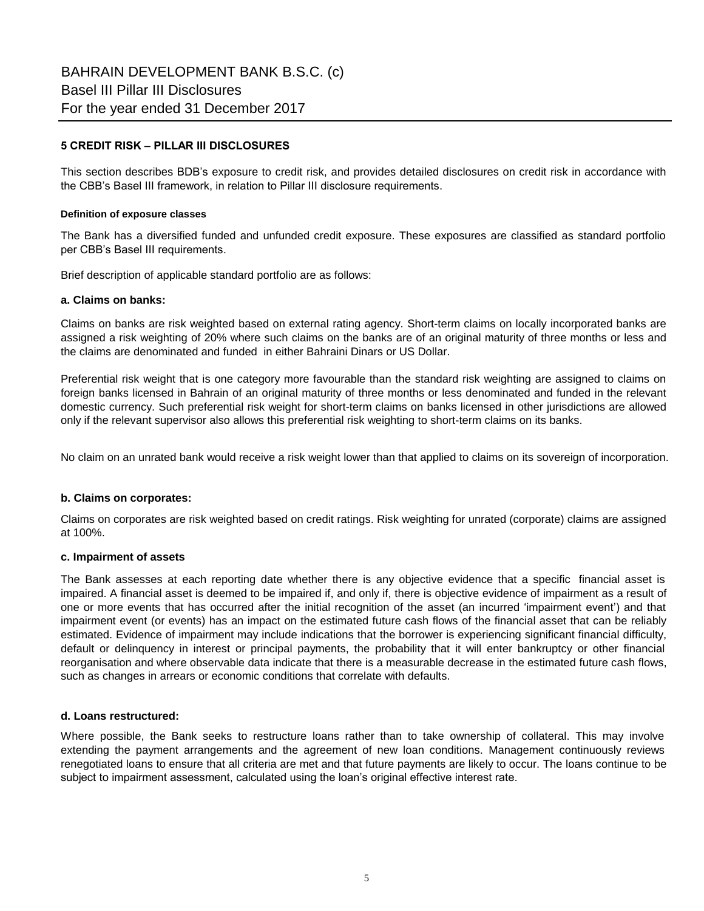## 5 CREDIT RISK – PILLAR III DISCLOSURES

This section describes BDB's exposure to credit risk, and provides detailed disclosures on credit risk in accordance with the CBB's Basel III framework, in relation to Pillar III disclosure requirements.

#### Definition of exposure classes

The Bank has a diversified funded and unfunded credit exposure. These exposures are classified as standard portfolio per CBB's Basel III requirements.

Brief description of applicable standard portfolio are as follows:

### a. Claims on banks:

Claims on banks are risk weighted based on external rating agency. Short-term claims on locally incorporated banks are assigned a risk weighting of 20% where such claims on the banks are of an original maturity of three months or less and the claims are denominated and funded in either Bahraini Dinars or US Dollar.

Preferential risk weight that is one category more favourable than the standard risk weighting are assigned to claims on foreign banks licensed in Bahrain of an original maturity of three months or less denominated and funded in the relevant domestic currency. Such preferential risk weight for short-term claims on banks licensed in other jurisdictions are allowed only if the relevant supervisor also allows this preferential risk weighting to short-term claims on its banks.

No claim on an unrated bank would receive a risk weight lower than that applied to claims on its sovereign of incorporation.

### b. Claims on corporates:

Claims on corporates are risk weighted based on credit ratings. Risk weighting for unrated (corporate) claims are assigned at 100%.

### c. Impairment of assets

The Bank assesses at each reporting date whether there is any objective evidence that a specific financial asset is impaired. A financial asset is deemed to be impaired if, and only if, there is objective evidence of impairment as a result of one or more events that has occurred after the initial recognition of the asset (an incurred 'impairment event') and that impairment event (or events) has an impact on the estimated future cash flows of the financial asset that can be reliably estimated. Evidence of impairment may include indications that the borrower is experiencing significant financial difficulty, default or delinquency in interest or principal payments, the probability that it will enter bankruptcy or other financial reorganisation and where observable data indicate that there is a measurable decrease in the estimated future cash flows, such as changes in arrears or economic conditions that correlate with defaults.

### d. Loans restructured:

Where possible, the Bank seeks to restructure loans rather than to take ownership of collateral. This may involve extending the payment arrangements and the agreement of new loan conditions. Management continuously reviews renegotiated loans to ensure that all criteria are met and that future payments are likely to occur. The loans continue to be subject to impairment assessment, calculated using the loan's original effective interest rate.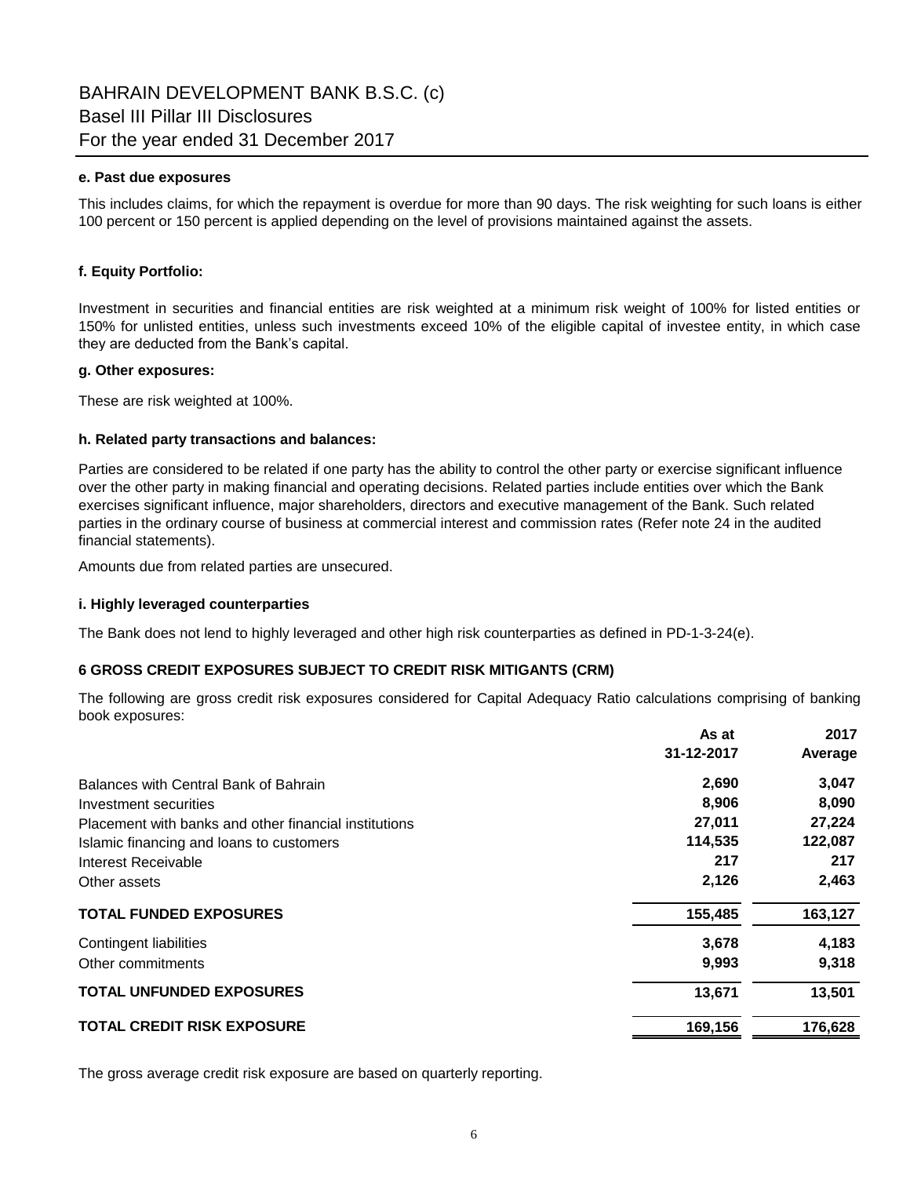#### e. Past due exposures

This includes claims, for which the repayment is overdue for more than 90 days. The risk weighting for such loans is either 100 percent or 150 percent is applied depending on the level of provisions maintained against the assets.

#### f. Equity Portfolio:

Investment in securities and financial entities are risk weighted at a minimum risk weight of 100% for listed entities or 150% for unlisted entities, unless such investments exceed 10% of the eligible capital of investee entity, in which case they are deducted from the Bank's capital.

#### g. Other exposures:

These are risk weighted at 100%.

#### h. Related party transactions and balances:

Parties are considered to be related if one party has the ability to control the other party or exercise significant influence over the other party in making financial and operating decisions. Related parties include entities over which the Bank exercises significant influence, major shareholders, directors and executive management of the Bank. Such related parties in the ordinary course of business at commercial interest and commission rates (Refer note 24 in the audited financial statements).

Amounts due from related parties are unsecured.

#### i. Highly leveraged counterparties

The Bank does not lend to highly leveraged and other high risk counterparties as defined in PD-1-3-24(e).

### 6 GROSS CREDIT EXPOSURES SUBJECT TO CREDIT RISK MITIGANTS (CRM)

The following are gross credit risk exposures considered for Capital Adequacy Ratio calculations comprising of banking book exposures:

| | As at 31-12-2017 | 2017 Average |
|---|---|---|
| Balances with Central Bank of Bahrain | 2,690 | 3,047 |
| Investment securities | 8,906 | 8,090 |
| Placement with banks and other financial institutions | 27,011 | 27,224 |
| Islamic financing and loans to customers | 114,535 | 122,087 |
| Interest Receivable | 217 | 217 |
| Other assets | 2,126 | 2,463 |
| **TOTAL FUNDED EXPOSURES** | **155,485** | **163,127** |
| Contingent liabilities | 3,678 | 4,183 |
| Other commitments | 9,993 | 9,318 |
| **TOTAL UNFUNDED EXPOSURES** | **13,671** | **13,501** |
| **TOTAL CREDIT RISK EXPOSURE** | **169,156** | **176,628** |

The gross average credit risk exposure are based on quarterly reporting.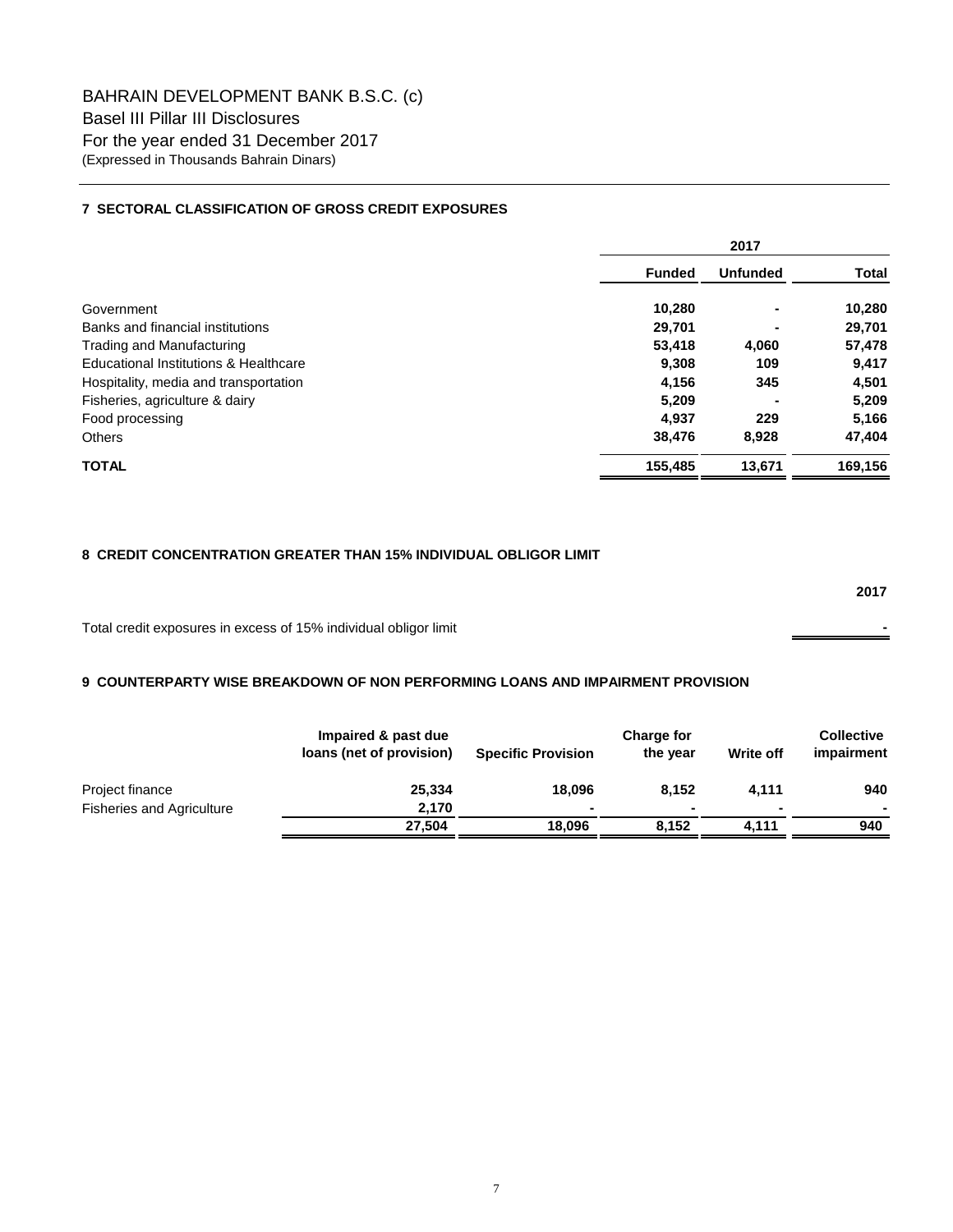BAHRAIN DEVELOPMENT BANK B.S.C. (c)
Basel III Pillar III Disclosures
For the year ended 31 December 2017
(Expressed in Thousands Bahrain Dinars)

## 7 SECTORAL CLASSIFICATION OF GROSS CREDIT EXPOSURES

| | 2017 | | |
|---|---|---|---|
| | **Funded** | **Unfunded** | **Total** |
| Government | **10,280** | **-** | **10,280** |
| Banks and financial institutions | **29,701** | **-** | **29,701** |
| Trading and Manufacturing | **53,418** | **4,060** | **57,478** |
| Educational Institutions & Healthcare | **9,308** | **109** | **9,417** |
| Hospitality, media and transportation | **4,156** | **345** | **4,501** |
| Fisheries, agriculture & dairy | **5,209** | **-** | **5,209** |
| Food processing | **4,937** | **229** | **5,166** |
| Others | **38,476** | **8,928** | **47,404** |
| **TOTAL** | **155,485** | **13,671** | **169,156** |

## 8 CREDIT CONCENTRATION GREATER THAN 15% INDIVIDUAL OBLIGOR LIMIT

| | **2017** |
|---|---|
| Total credit exposures in excess of 15% individual obligor limit | **-** |

## 9 COUNTERPARTY WISE BREAKDOWN OF NON PERFORMING LOANS AND IMPAIRMENT PROVISION

| | **Impaired & past due loans (net of provision)** | **Specific Provision** | **Charge for the year** | **Write off** | **Collective impairment** |
|---|---|---|---|---|---|
| Project finance | **25,334** | **18,096** | **8,152** | **4,111** | **940** |
| Fisheries and Agriculture | **2,170** | **-** | **-** | **-** | **-** |
| | **27,504** | **18,096** | **8,152** | **4,111** | **940** |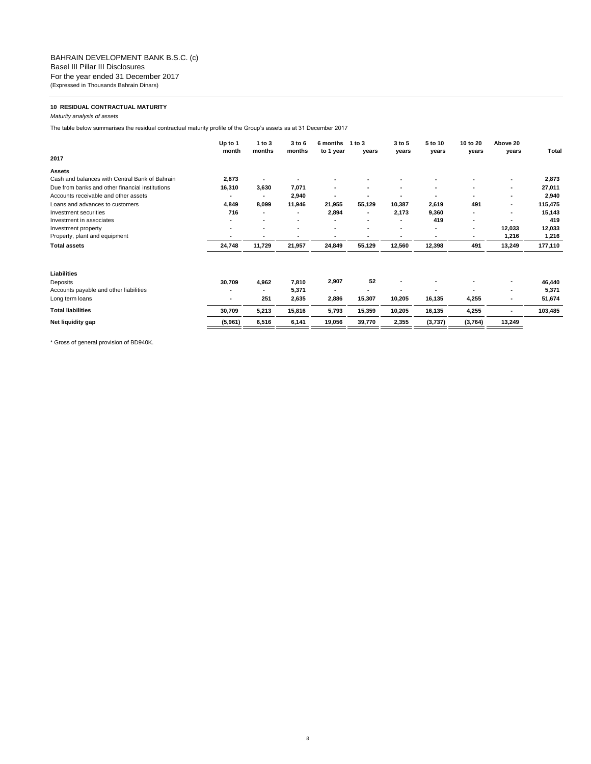BAHRAIN DEVELOPMENT BANK B.S.C. (c)
Basel III Pillar III Disclosures
For the year ended 31 December 2017
(Expressed in Thousands Bahrain Dinars)

### 10 RESIDUAL CONTRACTUAL MATURITY

*Maturity analysis of assets*

The table below summarises the residual contractual maturity profile of the Group's assets as at 31 December 2017

| 2017 | Up to 1 month | 1 to 3 months | 3 to 6 months | 6 months to 1 year | 1 to 3 years | 3 to 5 years | 5 to 10 years | 10 to 20 years | Above 20 years | Total |
|---|---|---|---|---|---|---|---|---|---|---|
| **Assets** | | | | | | | | | | |
| Cash and balances with Central Bank of Bahrain | 2,873 | - | - | - | - | - | - | - | - | 2,873 |
| Due from banks and other financial institutions | 16,310 | 3,630 | 7,071 | - | - | - | - | - | - | 27,011 |
| Accounts receivable and other assets | - | - | 2,940 | - | - | - | - | - | - | 2,940 |
| Loans and advances to customers | 4,849 | 8,099 | 11,946 | 21,955 | 55,129 | 10,387 | 2,619 | 491 | - | 115,475 |
| Investment securities | 716 | - | - | 2,894 | - | 2,173 | 9,360 | - | - | 15,143 |
| Investment in associates | - | - | - | - | - | - | 419 | - | - | 419 |
| Investment property | - | - | - | - | - | - | - | - | 12,033 | 12,033 |
| Property, plant and equipment | - | - | - | - | - | - | - | - | 1,216 | 1,216 |
| **Total assets** | **24,748** | **11,729** | **21,957** | **24,849** | **55,129** | **12,560** | **12,398** | **491** | **13,249** | **177,110** |
| **Liabilities** | | | | | | | | | | |
| Deposits | 30,709 | 4,962 | 7,810 | 2,907 | 52 | - | - | - | - | 46,440 |
| Accounts payable and other liabilities | - | - | 5,371 | - | - | - | - | - | - | 5,371 |
| Long term loans | - | 251 | 2,635 | 2,886 | 15,307 | 10,205 | 16,135 | 4,255 | - | 51,674 |
| **Total liabilities** | **30,709** | **5,213** | **15,816** | **5,793** | **15,359** | **10,205** | **16,135** | **4,255** | **-** | **103,485** |
| **Net liquidity gap** | **(5,961)** | **6,516** | **6,141** | **19,056** | **39,770** | **2,355** | **(3,737)** | **(3,764)** | **13,249** | |

* Gross of general provision of BD940K.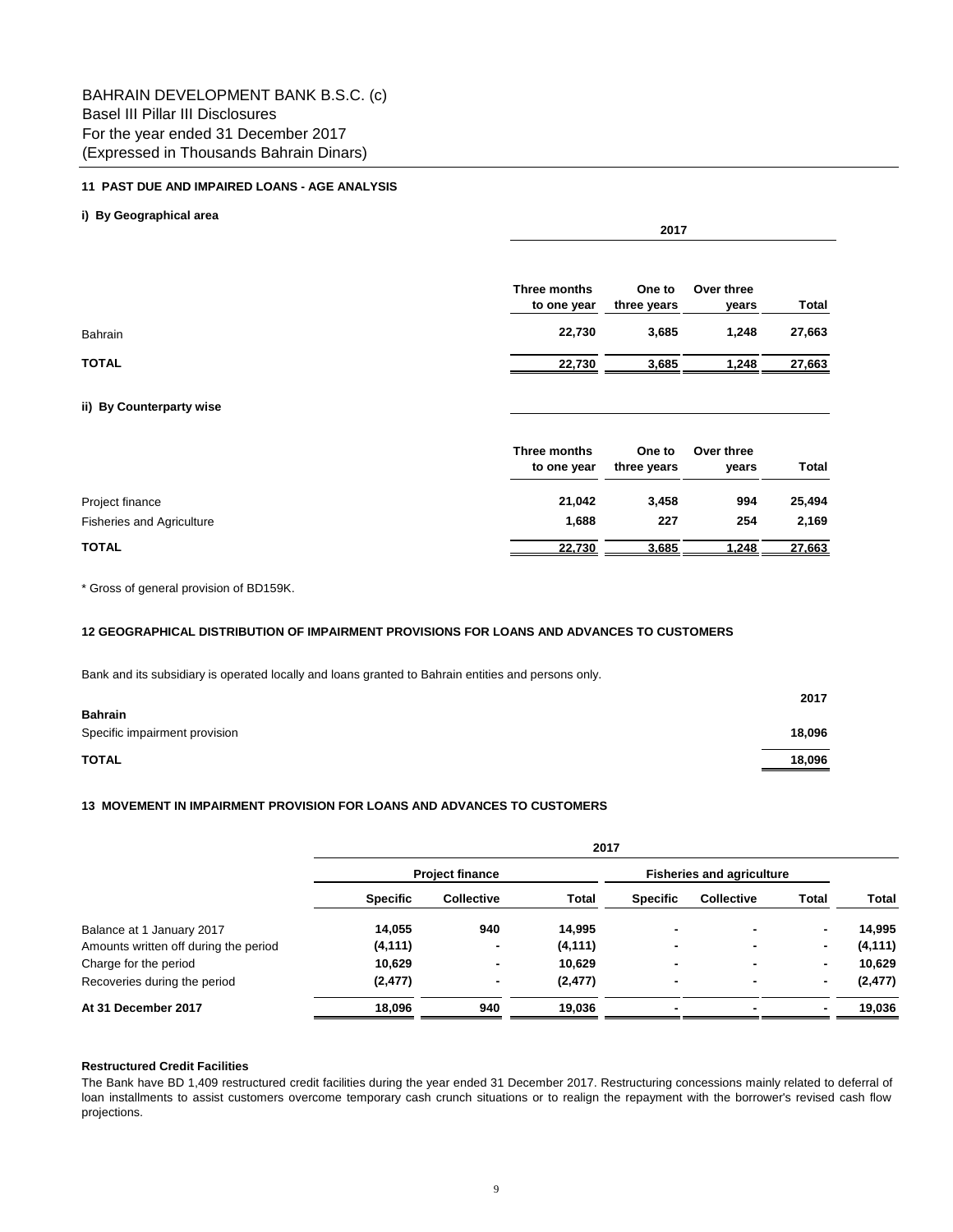BAHRAIN DEVELOPMENT BANK B.S.C. (c)
Basel III Pillar III Disclosures
For the year ended 31 December 2017
(Expressed in Thousands Bahrain Dinars)

### 11 PAST DUE AND IMPAIRED LOANS - AGE ANALYSIS

#### i) By Geographical area

| | 2017 | | | |
|---|---|---|---|---|
| | **Three months to one year** | **One to three years** | **Over three years** | **Total** |
| Bahrain | **22,730** | **3,685** | **1,248** | **27,663** |
| **TOTAL** | **22,730** | **3,685** | **1,248** | **27,663** |

#### ii) By Counterparty wise

| | **Three months to one year** | **One to three years** | **Over three years** | **Total** |
|---|---|---|---|---|
| Project finance | **21,042** | **3,458** | **994** | **25,494** |
| Fisheries and Agriculture | **1,688** | **227** | **254** | **2,169** |
| **TOTAL** | **22,730** | **3,685** | **1,248** | **27,663** |

* Gross of general provision of BD159K.

### 12 GEOGRAPHICAL DISTRIBUTION OF IMPAIRMENT PROVISIONS FOR LOANS AND ADVANCES TO CUSTOMERS

Bank and its subsidiary is operated locally and loans granted to Bahrain entities and persons only.

| | **2017** |
|---|---|
| **Bahrain** | |
| Specific impairment provision | **18,096** |
| **TOTAL** | **18,096** |

### 13 MOVEMENT IN IMPAIRMENT PROVISION FOR LOANS AND ADVANCES TO CUSTOMERS

| | 2017 | | | | | | |
|---|---|---|---|---|---|---|---|
| | **Project finance** | | | **Fisheries and agriculture** | | | |
| | **Specific** | **Collective** | **Total** | **Specific** | **Collective** | **Total** | **Total** |
| Balance at 1 January 2017 | **14,055** | **940** | **14,995** | **-** | **-** | **-** | **14,995** |
| Amounts written off during the period | **(4,111)** | **-** | **(4,111)** | **-** | **-** | **-** | **(4,111)** |
| Charge for the period | **10,629** | **-** | **10,629** | **-** | **-** | **-** | **10,629** |
| Recoveries during the period | **(2,477)** | **-** | **(2,477)** | **-** | **-** | **-** | **(2,477)** |
| **At 31 December 2017** | **18,096** | **940** | **19,036** | **-** | **-** | **-** | **19,036** |

**Restructured Credit Facilities**

The Bank have BD 1,409 restructured credit facilities during the year ended 31 December 2017. Restructuring concessions mainly related to deferral of loan installments to assist customers overcome temporary cash crunch situations or to realign the repayment with the borrower's revised cash flow projections.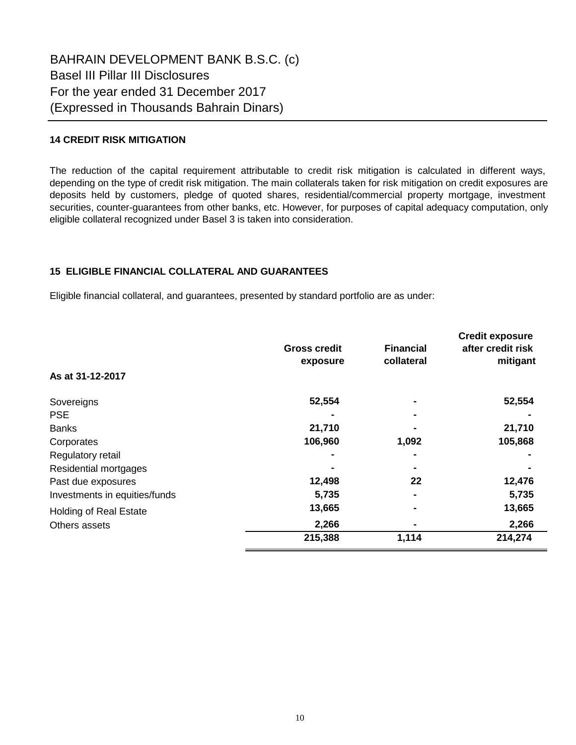# BAHRAIN DEVELOPMENT BANK B.S.C. (c)
Basel III Pillar III Disclosures
For the year ended 31 December 2017
(Expressed in Thousands Bahrain Dinars)

## 14 CREDIT RISK MITIGATION

The reduction of the capital requirement attributable to credit risk mitigation is calculated in different ways, depending on the type of credit risk mitigation. The main collaterals taken for risk mitigation on credit exposures are deposits held by customers, pledge of quoted shares, residential/commercial property mortgage, investment securities, counter-guarantees from other banks, etc. However, for purposes of capital adequacy computation, only eligible collateral recognized under Basel 3 is taken into consideration.

## 15 ELIGIBLE FINANCIAL COLLATERAL AND GUARANTEES

Eligible financial collateral, and guarantees, presented by standard portfolio are as under:

| As at 31-12-2017 | Gross credit exposure | Financial collateral | Credit exposure after credit risk mitigant |
|---|---|---|---|
| Sovereigns | 52,554 | - | 52,554 |
| PSE | - | - | - |
| Banks | 21,710 | - | 21,710 |
| Corporates | 106,960 | 1,092 | 105,868 |
| Regulatory retail | - | - | - |
| Residential mortgages | - | - | - |
| Past due exposures | 12,498 | 22 | 12,476 |
| Investments in equities/funds | 5,735 | - | 5,735 |
| Holding of Real Estate | 13,665 | - | 13,665 |
| Others assets | 2,266 | - | 2,266 |
| | 215,388 | 1,114 | 214,274 |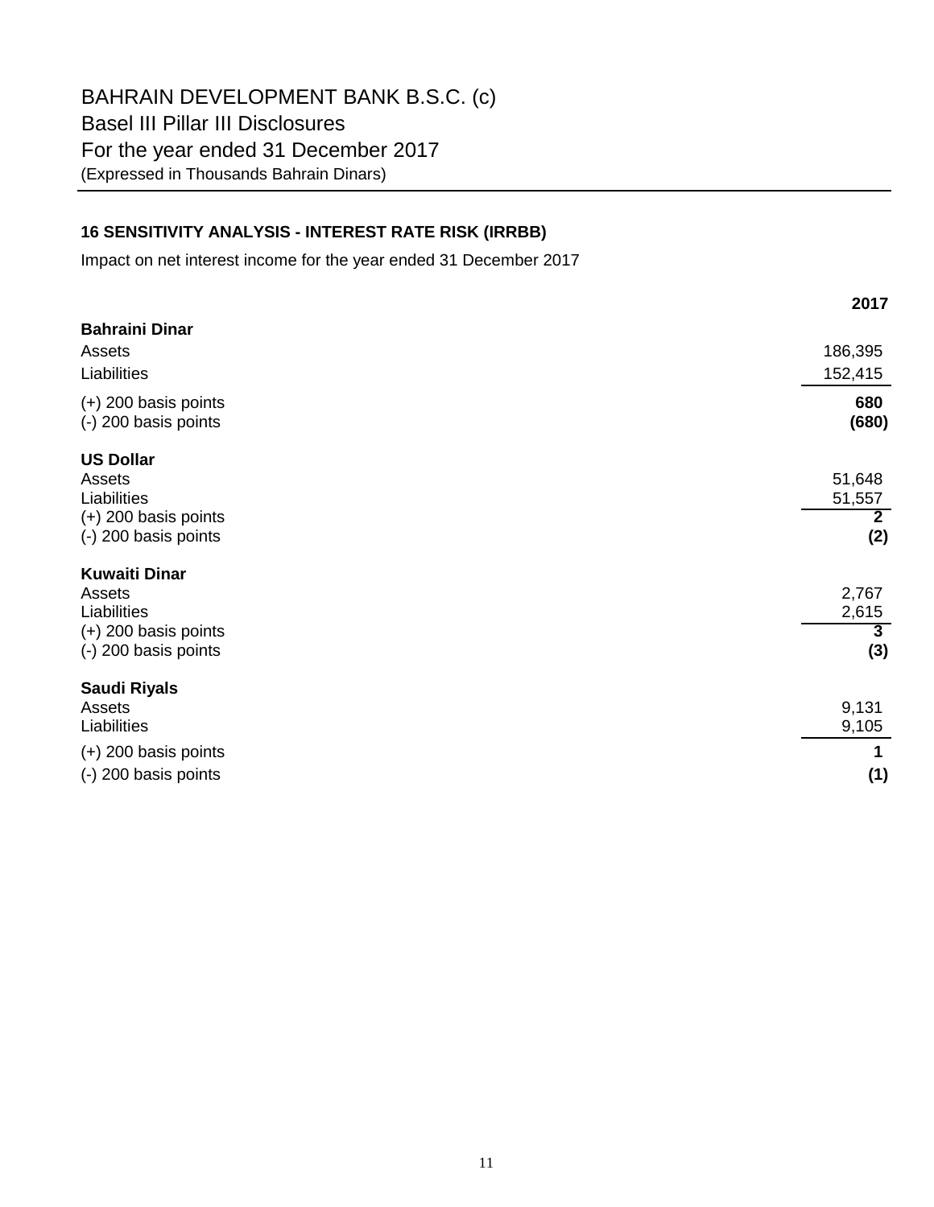BAHRAIN DEVELOPMENT BANK B.S.C. (c)

Basel III Pillar III Disclosures

For the year ended 31 December 2017

(Expressed in Thousands Bahrain Dinars)

### 16 SENSITIVITY ANALYSIS - INTEREST RATE RISK (IRRBB)

Impact on net interest income for the year ended 31 December 2017

| | 2017 |
|---|---|
| **Bahraini Dinar** | |
| Assets | 186,395 |
| Liabilities | 152,415 |
| (+) 200 basis points | **680** |
| (-) 200 basis points | **(680)** |
| **US Dollar** | |
| Assets | 51,648 |
| Liabilities | 51,557 |
| (+) 200 basis points | **2** |
| (-) 200 basis points | **(2)** |
| **Kuwaiti Dinar** | |
| Assets | 2,767 |
| Liabilities | 2,615 |
| (+) 200 basis points | **3** |
| (-) 200 basis points | **(3)** |
| **Saudi Riyals** | |
| Assets | 9,131 |
| Liabilities | 9,105 |
| (+) 200 basis points | **1** |
| (-) 200 basis points | **(1)** |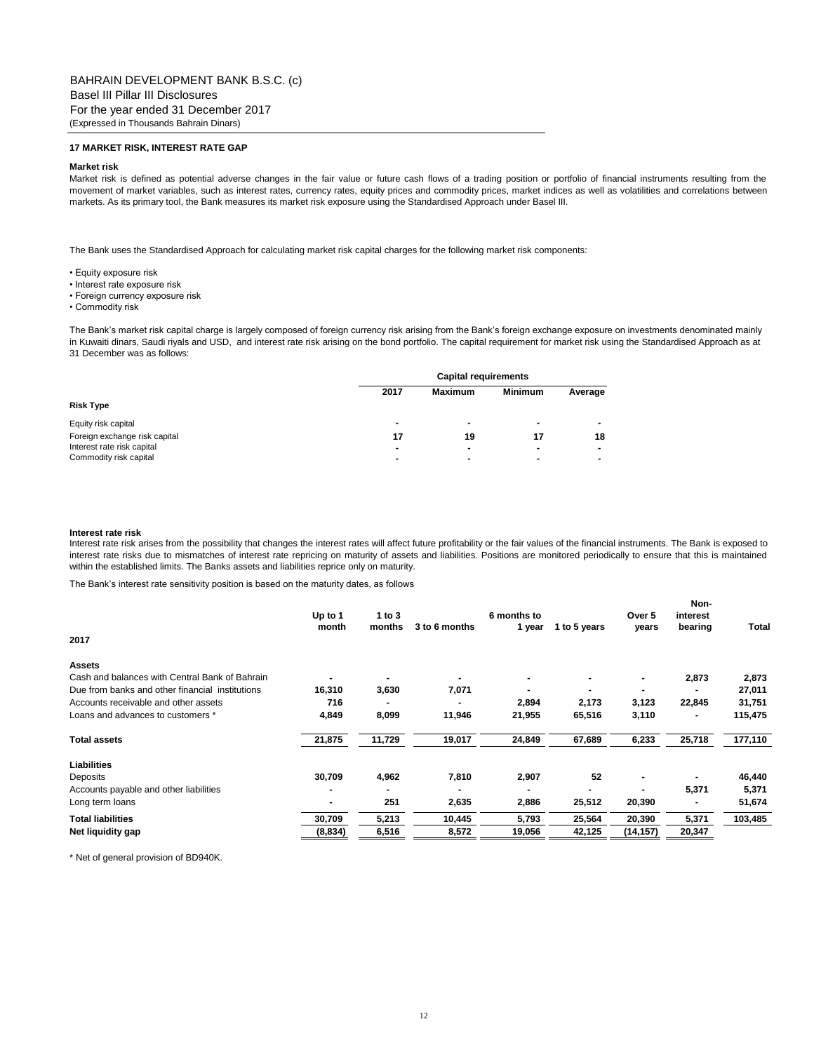BAHRAIN DEVELOPMENT BANK B.S.C. (c)
Basel III Pillar III Disclosures
For the year ended 31 December 2017
(Expressed in Thousands Bahrain Dinars)

## 17 MARKET RISK, INTEREST RATE GAP

### Market risk

Market risk is defined as potential adverse changes in the fair value or future cash flows of a trading position or portfolio of financial instruments resulting from the movement of market variables, such as interest rates, currency rates, equity prices and commodity prices, market indices as well as volatilities and correlations between markets. As its primary tool, the Bank measures its market risk exposure using the Standardised Approach under Basel III.

The Bank uses the Standardised Approach for calculating market risk capital charges for the following market risk components:

- Equity exposure risk
- Interest rate exposure risk
- Foreign currency exposure risk
- Commodity risk

The Bank's market risk capital charge is largely composed of foreign currency risk arising from the Bank's foreign exchange exposure on investments denominated mainly in Kuwaiti dinars, Saudi riyals and USD, and interest rate risk arising on the bond portfolio. The capital requirement for market risk using the Standardised Approach as at 31 December was as follows:

| | Capital requirements | | | |
|---|---|---|---|---|
| | 2017 | Maximum | Minimum | Average |
| **Risk Type** | | | | |
| Equity risk capital | - | - | - | - |
| Foreign exchange risk capital | 17 | 19 | 17 | 18 |
| Interest rate risk capital | - | - | - | - |
| Commodity risk capital | - | - | - | - |

### Interest rate risk

Interest rate risk arises from the possibility that changes the interest rates will affect future profitability or the fair values of the financial instruments. The Bank is exposed to interest rate risks due to mismatches of interest rate repricing on maturity of assets and liabilities. Positions are monitored periodically to ensure that this is maintained within the established limits. The Banks assets and liabilities reprice only on maturity.

The Bank's interest rate sensitivity position is based on the maturity dates, as follows

| 2017 | Up to 1 month | 1 to 3 months | 3 to 6 months | 6 months to 1 year | 1 to 5 years | Over 5 years | Non-interest bearing | Total |
|---|---|---|---|---|---|---|---|---|
| **Assets** | | | | | | | | |
| Cash and balances with Central Bank of Bahrain | - | - | - | - | - | - | 2,873 | 2,873 |
| Due from banks and other financial institutions | 16,310 | 3,630 | 7,071 | - | - | - | - | 27,011 |
| Accounts receivable and other assets | 716 | - | - | 2,894 | 2,173 | 3,123 | 22,845 | 31,751 |
| Loans and advances to customers * | 4,849 | 8,099 | 11,946 | 21,955 | 65,516 | 3,110 | - | 115,475 |
| **Total assets** | 21,875 | 11,729 | 19,017 | 24,849 | 67,689 | 6,233 | 25,718 | 177,110 |
| **Liabilities** | | | | | | | | |
| Deposits | 30,709 | 4,962 | 7,810 | 2,907 | 52 | - | - | 46,440 |
| Accounts payable and other liabilities | - | - | - | - | - | - | 5,371 | 5,371 |
| Long term loans | - | 251 | 2,635 | 2,886 | 25,512 | 20,390 | - | 51,674 |
| **Total liabilities** | 30,709 | 5,213 | 10,445 | 5,793 | 25,564 | 20,390 | 5,371 | 103,485 |
| **Net liquidity gap** | (8,834) | 6,516 | 8,572 | 19,056 | 42,125 | (14,157) | 20,347 | |

* Net of general provision of BD940K.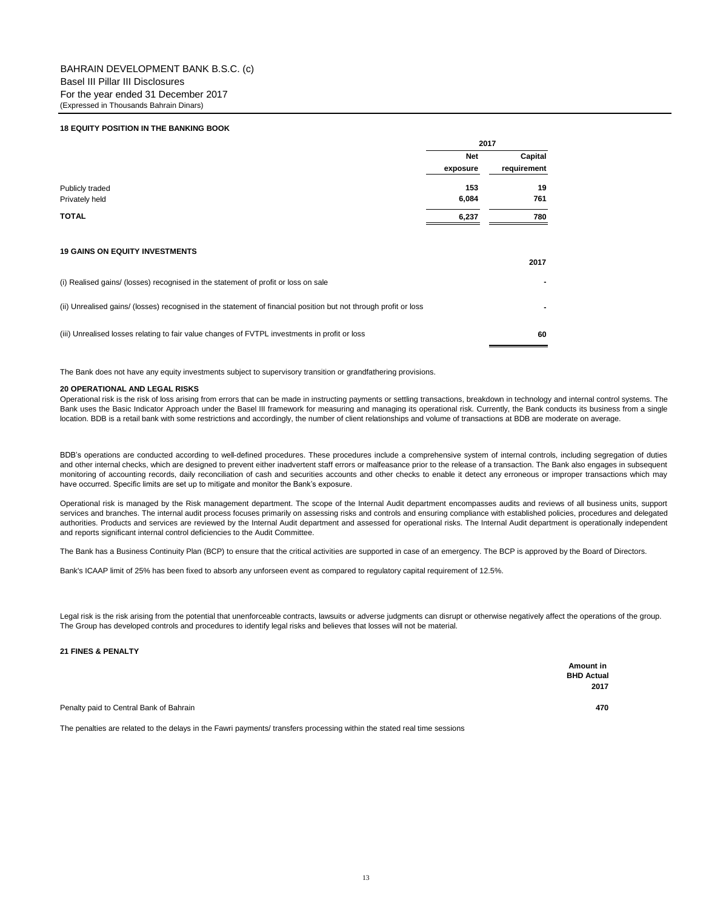BAHRAIN DEVELOPMENT BANK B.S.C. (c)
Basel III Pillar III Disclosures
For the year ended 31 December 2017
(Expressed in Thousands Bahrain Dinars)

### 18 EQUITY POSITION IN THE BANKING BOOK

| | 2017 | |
|---|---|---|
| | Net exposure | Capital requirement |
| Publicly traded | 153 | 19 |
| Privately held | 6,084 | 761 |
| **TOTAL** | **6,237** | **780** |

### 19 GAINS ON EQUITY INVESTMENTS

| | 2017 |
|---|---|
| (i) Realised gains/ (losses) recognised in the statement of profit or loss on sale | - |
| (ii) Unrealised gains/ (losses) recognised in the statement of financial position but not through profit or loss | - |
| (iii) Unrealised losses relating to fair value changes of FVTPL investments in profit or loss | 60 |

The Bank does not have any equity investments subject to supervisory transition or grandfathering provisions.

### 20 OPERATIONAL AND LEGAL RISKS

Operational risk is the risk of loss arising from errors that can be made in instructing payments or settling transactions, breakdown in technology and internal control systems. The Bank uses the Basic Indicator Approach under the Basel III framework for measuring and managing its operational risk. Currently, the Bank conducts its business from a single location. BDB is a retail bank with some restrictions and accordingly, the number of client relationships and volume of transactions at BDB are moderate on average.

BDB's operations are conducted according to well-defined procedures. These procedures include a comprehensive system of internal controls, including segregation of duties and other internal checks, which are designed to prevent either inadvertent staff errors or malfeasance prior to the release of a transaction. The Bank also engages in subsequent monitoring of accounting records, daily reconciliation of cash and securities accounts and other checks to enable it detect any erroneous or improper transactions which may have occurred. Specific limits are set up to mitigate and monitor the Bank's exposure.

Operational risk is managed by the Risk management department. The scope of the Internal Audit department encompasses audits and reviews of all business units, support services and branches. The internal audit process focuses primarily on assessing risks and controls and ensuring compliance with established policies, procedures and delegated authorities. Products and services are reviewed by the Internal Audit department and assessed for operational risks. The Internal Audit department is operationally independent and reports significant internal control deficiencies to the Audit Committee.

The Bank has a Business Continuity Plan (BCP) to ensure that the critical activities are supported in case of an emergency. The BCP is approved by the Board of Directors.

Bank's ICAAP limit of 25% has been fixed to absorb any unforseen event as compared to regulatory capital requirement of 12.5%.

Legal risk is the risk arising from the potential that unenforceable contracts, lawsuits or adverse judgments can disrupt or otherwise negatively affect the operations of the group. The Group has developed controls and procedures to identify legal risks and believes that losses will not be material.

### 21 FINES & PENALTY

| | Amount in BHD Actual 2017 |
|---|---|
| Penalty paid to Central Bank of Bahrain | 470 |

The penalties are related to the delays in the Fawri payments/ transfers processing within the stated real time sessions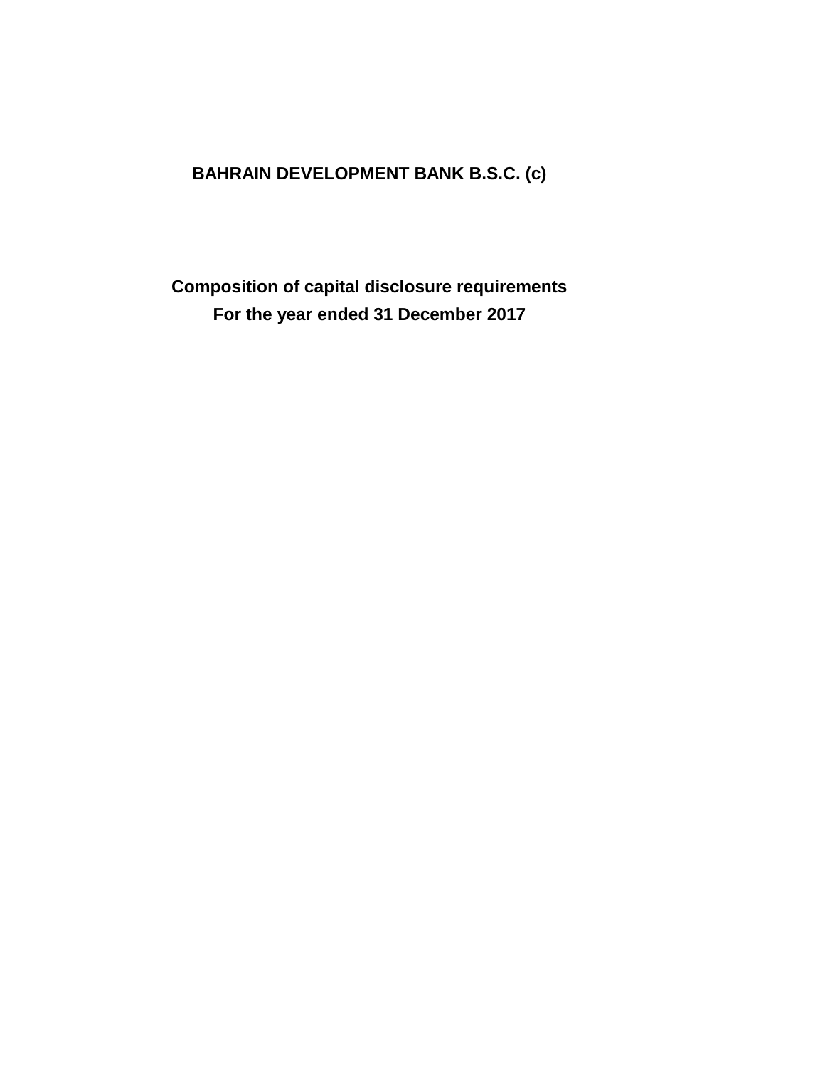# BAHRAIN DEVELOPMENT BANK B.S.C. (c)

## Composition of capital disclosure requirements
## For the year ended 31 December 2017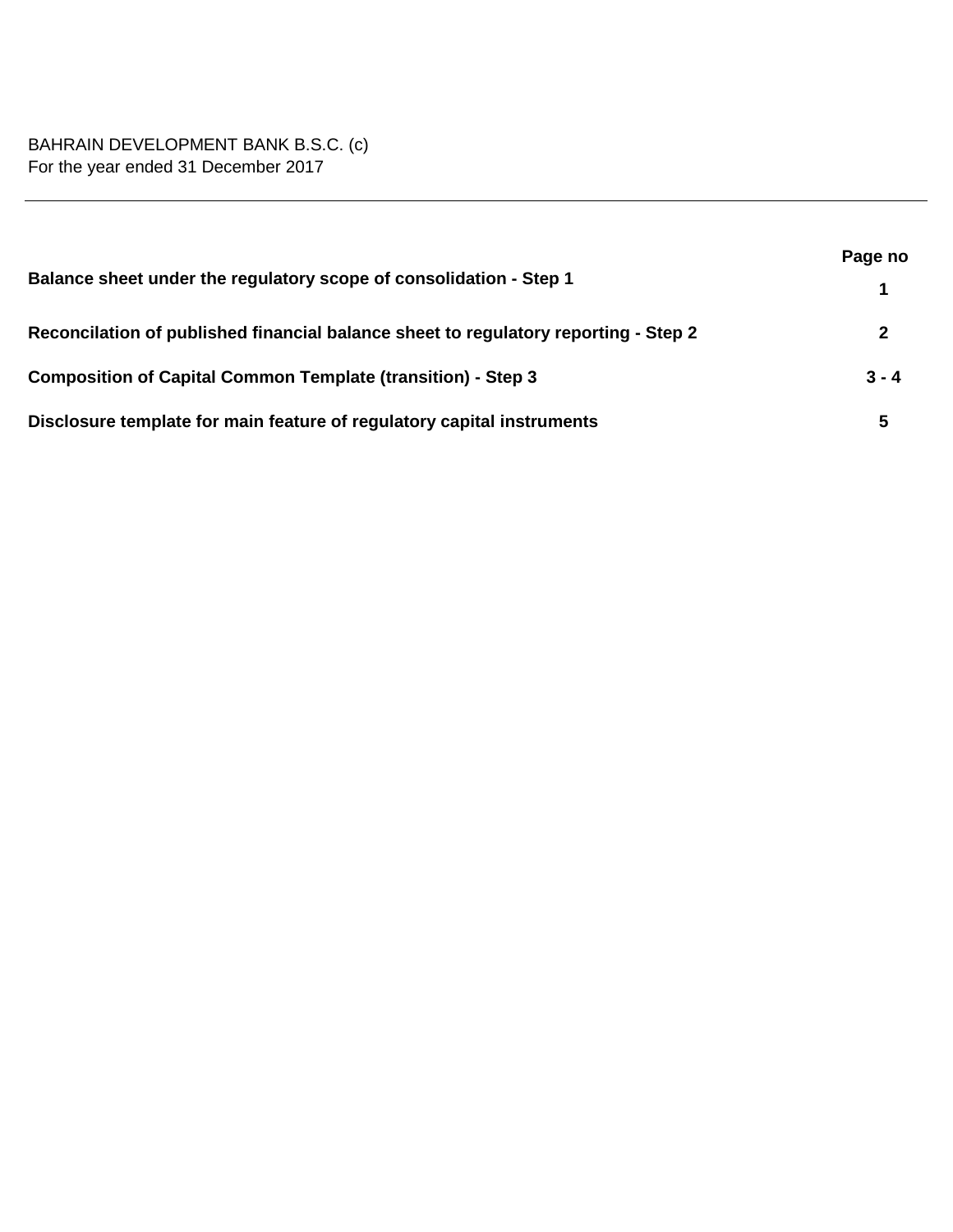BAHRAIN DEVELOPMENT BANK B.S.C. (c)
For the year ended 31 December 2017

| | Page no |
|---|---|
| **Balance sheet under the regulatory scope of consolidation - Step 1** | **1** |
| **Reconcilation of published financial balance sheet to regulatory reporting - Step 2** | **2** |
| **Composition of Capital Common Template (transition) - Step 3** | **3 - 4** |
| **Disclosure template for main feature of regulatory capital instruments** | **5** |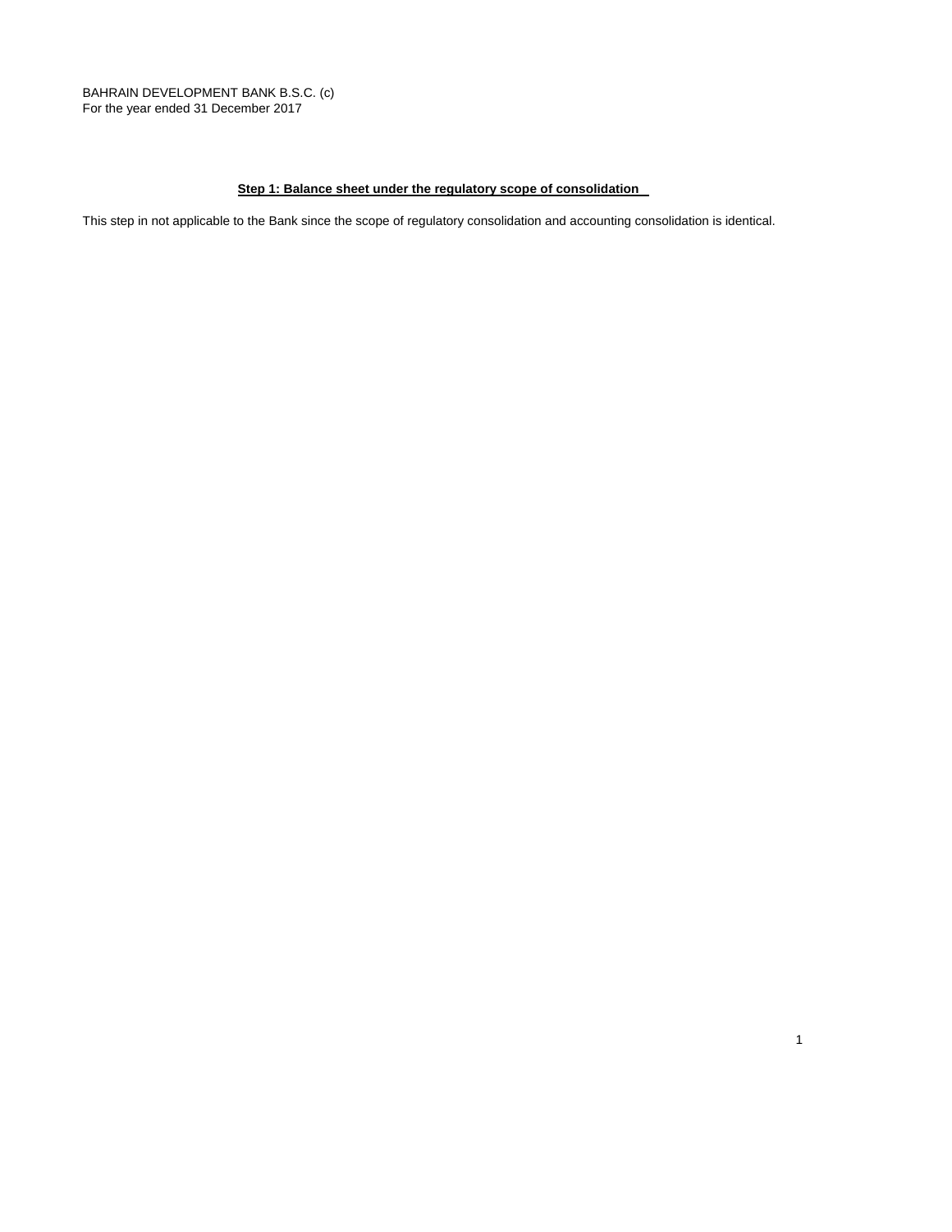BAHRAIN DEVELOPMENT BANK B.S.C. (c)
For the year ended 31 December 2017

## Step 1: Balance sheet under the regulatory scope of consolidation

This step in not applicable to the Bank since the scope of regulatory consolidation and accounting consolidation is identical.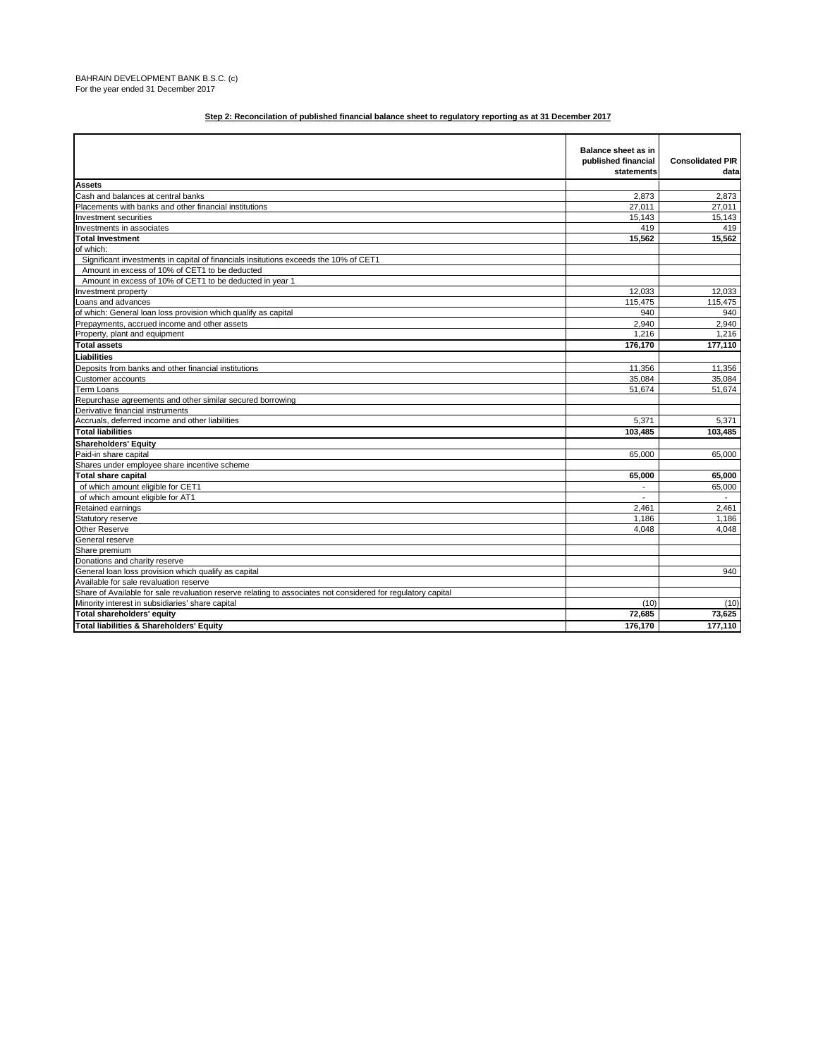BAHRAIN DEVELOPMENT BANK B.S.C. (c)
For the year ended 31 December 2017

**Step 2: Reconcilation of published financial balance sheet to regulatory reporting as at 31 December 2017**

| | Balance sheet as in published financial statements | Consolidated PIR data |
|---|---|---|
| **Assets** | | |
| Cash and balances at central banks | 2,873 | 2,873 |
| Placements with banks and other financial institutions | 27,011 | 27,011 |
| Investment securities | 15,143 | 15,143 |
| Investments in associates | 419 | 419 |
| **Total Investment** | **15,562** | **15,562** |
| of which: | | |
| Significant investments in capital of financials insitutions exceeds the 10% of CET1 | | |
| Amount in excess of 10% of CET1 to be deducted | | |
| Amount in excess of 10% of CET1 to be deducted in year 1 | | |
| Investment property | 12,033 | 12,033 |
| Loans and advances | 115,475 | 115,475 |
| of which: General loan loss provision which qualify as capital | 940 | 940 |
| Prepayments, accrued income and other assets | 2,940 | 2,940 |
| Property, plant and equipment | 1,216 | 1,216 |
| **Total assets** | **176,170** | **177,110** |
| **Liabilities** | | |
| Deposits from banks and other financial institutions | 11,356 | 11,356 |
| Customer accounts | 35,084 | 35,084 |
| Term Loans | 51,674 | 51,674 |
| Repurchase agreements and other similar secured borrowing | | |
| Derivative financial instruments | | |
| Accruals, deferred income and other liabilities | 5,371 | 5,371 |
| **Total liabilities** | **103,485** | **103,485** |
| **Shareholders' Equity** | | |
| Paid-in share capital | 65,000 | 65,000 |
| Shares under employee share incentive scheme | | |
| **Total share capital** | **65,000** | **65,000** |
| of which amount eligible for CET1 | - | 65,000 |
| of which amount eligible for AT1 | - | - |
| Retained earnings | 2,461 | 2,461 |
| Statutory reserve | 1,186 | 1,186 |
| Other Reserve | 4,048 | 4,048 |
| General reserve | | |
| Share premium | | |
| Donations and charity reserve | | |
| General loan loss provision which qualify as capital | | 940 |
| Available for sale revaluation reserve | | |
| Share of Available for sale revaluation reserve relating to associates not considered for regulatory capital | | |
| Minority interest in subsidiaries' share capital | (10) | (10) |
| **Total shareholders' equity** | **72,685** | **73,625** |
| **Total liabilities & Shareholders' Equity** | **176,170** | **177,110** |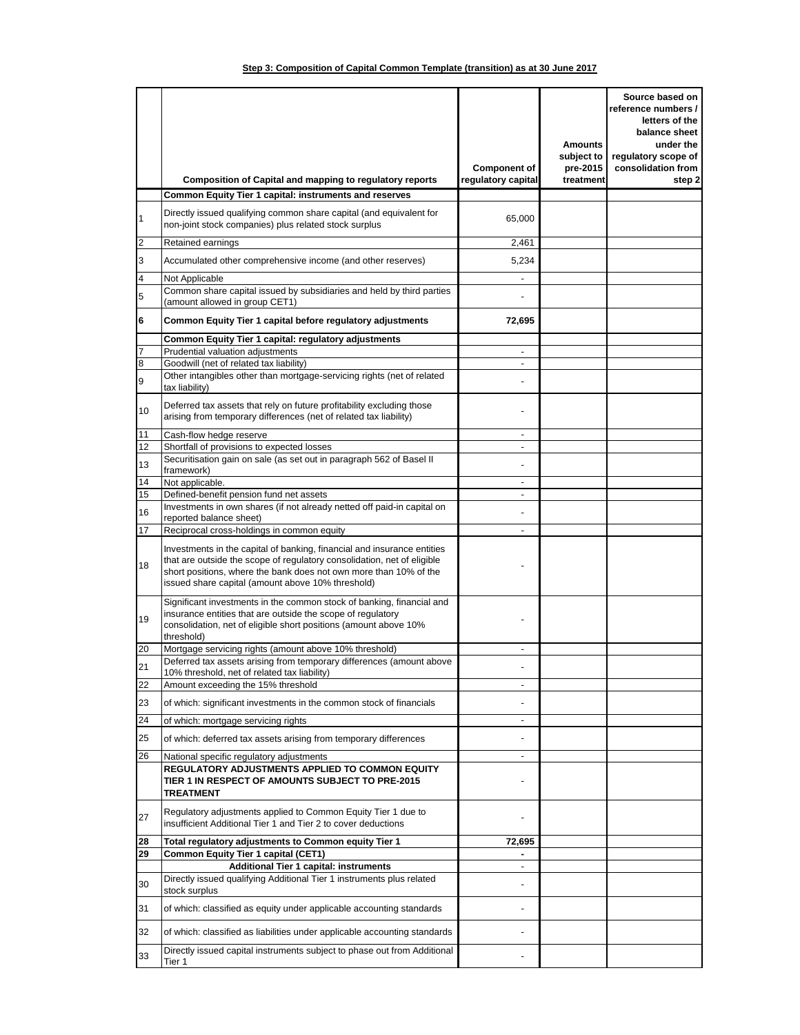**Step 3: Composition of Capital Common Template (transition) as at 30 June 2017**

| | Composition of Capital and mapping to regulatory reports | Component of regulatory capital | Amounts subject to pre-2015 treatment | Source based on reference numbers / letters of the balance sheet under the regulatory scope of consolidation from step 2 |
|---|---|---|---|---|
| | **Common Equity Tier 1 capital: instruments and reserves** | | | |
| 1 | Directly issued qualifying common share capital (and equivalent for non-joint stock companies) plus related stock surplus | 65,000 | | |
| 2 | Retained earnings | 2,461 | | |
| 3 | Accumulated other comprehensive income (and other reserves) | 5,234 | | |
| 4 | Not Applicable | - | | |
| 5 | Common share capital issued by subsidiaries and held by third parties (amount allowed in group CET1) | - | | |
| **6** | **Common Equity Tier 1 capital before regulatory adjustments** | **72,695** | | |
| | **Common Equity Tier 1 capital: regulatory adjustments** | | | |
| 7 | Prudential valuation adjustments | - | | |
| 8 | Goodwill (net of related tax liability) | - | | |
| 9 | Other intangibles other than mortgage-servicing rights (net of related tax liability) | - | | |
| 10 | Deferred tax assets that rely on future profitability excluding those arising from temporary differences (net of related tax liability) | - | | |
| 11 | Cash-flow hedge reserve | - | | |
| 12 | Shortfall of provisions to expected losses | - | | |
| 13 | Securitisation gain on sale (as set out in paragraph 562 of Basel II framework) | - | | |
| 14 | Not applicable. | - | | |
| 15 | Defined-benefit pension fund net assets | - | | |
| 16 | Investments in own shares (if not already netted off paid-in capital on reported balance sheet) | - | | |
| 17 | Reciprocal cross-holdings in common equity | - | | |
| 18 | Investments in the capital of banking, financial and insurance entities that are outside the scope of regulatory consolidation, net of eligible short positions, where the bank does not own more than 10% of the issued share capital (amount above 10% threshold) | - | | |
| 19 | Significant investments in the common stock of banking, financial and insurance entities that are outside the scope of regulatory consolidation, net of eligible short positions (amount above 10% threshold) | - | | |
| 20 | Mortgage servicing rights (amount above 10% threshold) | - | | |
| 21 | Deferred tax assets arising from temporary differences (amount above 10% threshold, net of related tax liability) | - | | |
| 22 | Amount exceeding the 15% threshold | - | | |
| 23 | of which: significant investments in the common stock of financials | - | | |
| 24 | of which: mortgage servicing rights | - | | |
| 25 | of which: deferred tax assets arising from temporary differences | - | | |
| 26 | National specific regulatory adjustments | - | | |
| | **REGULATORY ADJUSTMENTS APPLIED TO COMMON EQUITY TIER 1 IN RESPECT OF AMOUNTS SUBJECT TO PRE-2015 TREATMENT** | - | | |
| 27 | Regulatory adjustments applied to Common Equity Tier 1 due to insufficient Additional Tier 1 and Tier 2 to cover deductions | - | | |
| **28** | **Total regulatory adjustments to Common equity Tier 1** | **72,695** | | |
| **29** | **Common Equity Tier 1 capital (CET1)** | **-** | | |
| | **Additional Tier 1 capital: instruments** | - | | |
| 30 | Directly issued qualifying Additional Tier 1 instruments plus related stock surplus | - | | |
| 31 | of which: classified as equity under applicable accounting standards | - | | |
| 32 | of which: classified as liabilities under applicable accounting standards | - | | |
| 33 | Directly issued capital instruments subject to phase out from Additional Tier 1 | - | | |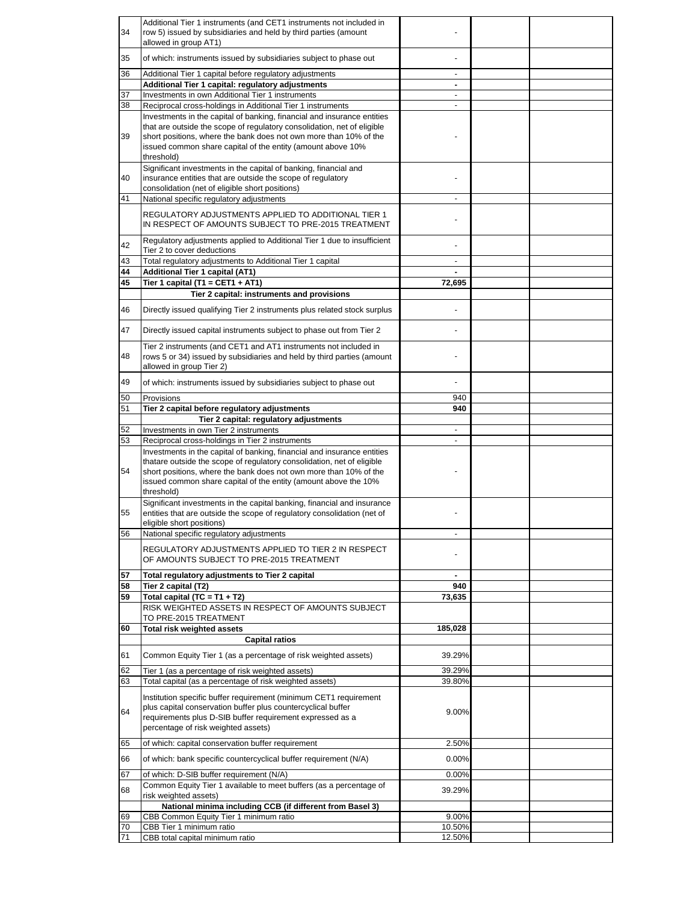| | | | | |
|---|---|---|---|---|
| 34 | Additional Tier 1 instruments (and CET1 instruments not included in row 5) issued by subsidiaries and held by third parties (amount allowed in group AT1) | - | | |
| 35 | of which: instruments issued by subsidiaries subject to phase out | - | | |
| 36 | Additional Tier 1 capital before regulatory adjustments | - | | |
| | **Additional Tier 1 capital: regulatory adjustments** | **-** | | |
| 37 | Investments in own Additional Tier 1 instruments | - | | |
| 38 | Reciprocal cross-holdings in Additional Tier 1 instruments | - | | |
| 39 | Investments in the capital of banking, financial and insurance entities that are outside the scope of regulatory consolidation, net of eligible short positions, where the bank does not own more than 10% of the issued common share capital of the entity (amount above 10% threshold) | - | | |
| 40 | Significant investments in the capital of banking, financial and insurance entities that are outside the scope of regulatory consolidation (net of eligible short positions) | - | | |
| 41 | National specific regulatory adjustments | - | | |
| | REGULATORY ADJUSTMENTS APPLIED TO ADDITIONAL TIER 1 IN RESPECT OF AMOUNTS SUBJECT TO PRE-2015 TREATMENT | - | | |
| 42 | Regulatory adjustments applied to Additional Tier 1 due to insufficient Tier 2 to cover deductions | - | | |
| 43 | Total regulatory adjustments to Additional Tier 1 capital | - | | |
| **44** | **Additional Tier 1 capital (AT1)** | **-** | | |
| **45** | **Tier 1 capital (T1 = CET1 + AT1)** | **72,695** | | |
| | **Tier 2 capital: instruments and provisions** | | | |
| 46 | Directly issued qualifying Tier 2 instruments plus related stock surplus | - | | |
| 47 | Directly issued capital instruments subject to phase out from Tier 2 | - | | |
| 48 | Tier 2 instruments (and CET1 and AT1 instruments not included in rows 5 or 34) issued by subsidiaries and held by third parties (amount allowed in group Tier 2) | - | | |
| 49 | of which: instruments issued by subsidiaries subject to phase out | - | | |
| 50 | Provisions | 940 | | |
| 51 | **Tier 2 capital before regulatory adjustments** | **940** | | |
| | **Tier 2 capital: regulatory adjustments** | | | |
| 52 | Investments in own Tier 2 instruments | - | | |
| 53 | Reciprocal cross-holdings in Tier 2 instruments | - | | |
| 54 | Investments in the capital of banking, financial and insurance entities thatare outside the scope of regulatory consolidation, net of eligible short positions, where the bank does not own more than 10% of the issued common share capital of the entity (amount above the 10% threshold) | - | | |
| 55 | Significant investments in the capital banking, financial and insurance entities that are outside the scope of regulatory consolidation (net of eligible short positions) | - | | |
| 56 | National specific regulatory adjustments | - | | |
| | REGULATORY ADJUSTMENTS APPLIED TO TIER 2 IN RESPECT OF AMOUNTS SUBJECT TO PRE-2015 TREATMENT | - | | |
| **57** | **Total regulatory adjustments to Tier 2 capital** | **-** | | |
| **58** | **Tier 2 capital (T2)** | **940** | | |
| **59** | **Total capital (TC = T1 + T2)** | **73,635** | | |
| | RISK WEIGHTED ASSETS IN RESPECT OF AMOUNTS SUBJECT TO PRE-2015 TREATMENT | | | |
| **60** | **Total risk weighted assets** | **185,028** | | |
| | **Capital ratios** | | | |
| 61 | Common Equity Tier 1 (as a percentage of risk weighted assets) | 39.29% | | |
| 62 | Tier 1 (as a percentage of risk weighted assets) | 39.29% | | |
| 63 | Total capital (as a percentage of risk weighted assets) | 39.80% | | |
| 64 | Institution specific buffer requirement (minimum CET1 requirement plus capital conservation buffer plus countercyclical buffer requirements plus D-SIB buffer requirement expressed as a percentage of risk weighted assets) | 9.00% | | |
| 65 | of which: capital conservation buffer requirement | 2.50% | | |
| 66 | of which: bank specific countercyclical buffer requirement (N/A) | 0.00% | | |
| 67 | of which: D-SIB buffer requirement (N/A) | 0.00% | | |
| 68 | Common Equity Tier 1 available to meet buffers (as a percentage of risk weighted assets) | 39.29% | | |
| | **National minima including CCB (if different from Basel 3)** | | | |
| 69 | CBB Common Equity Tier 1 minimum ratio | 9.00% | | |
| 70 | CBB Tier 1 minimum ratio | 10.50% | | |
| 71 | CBB total capital minimum ratio | 12.50% | | |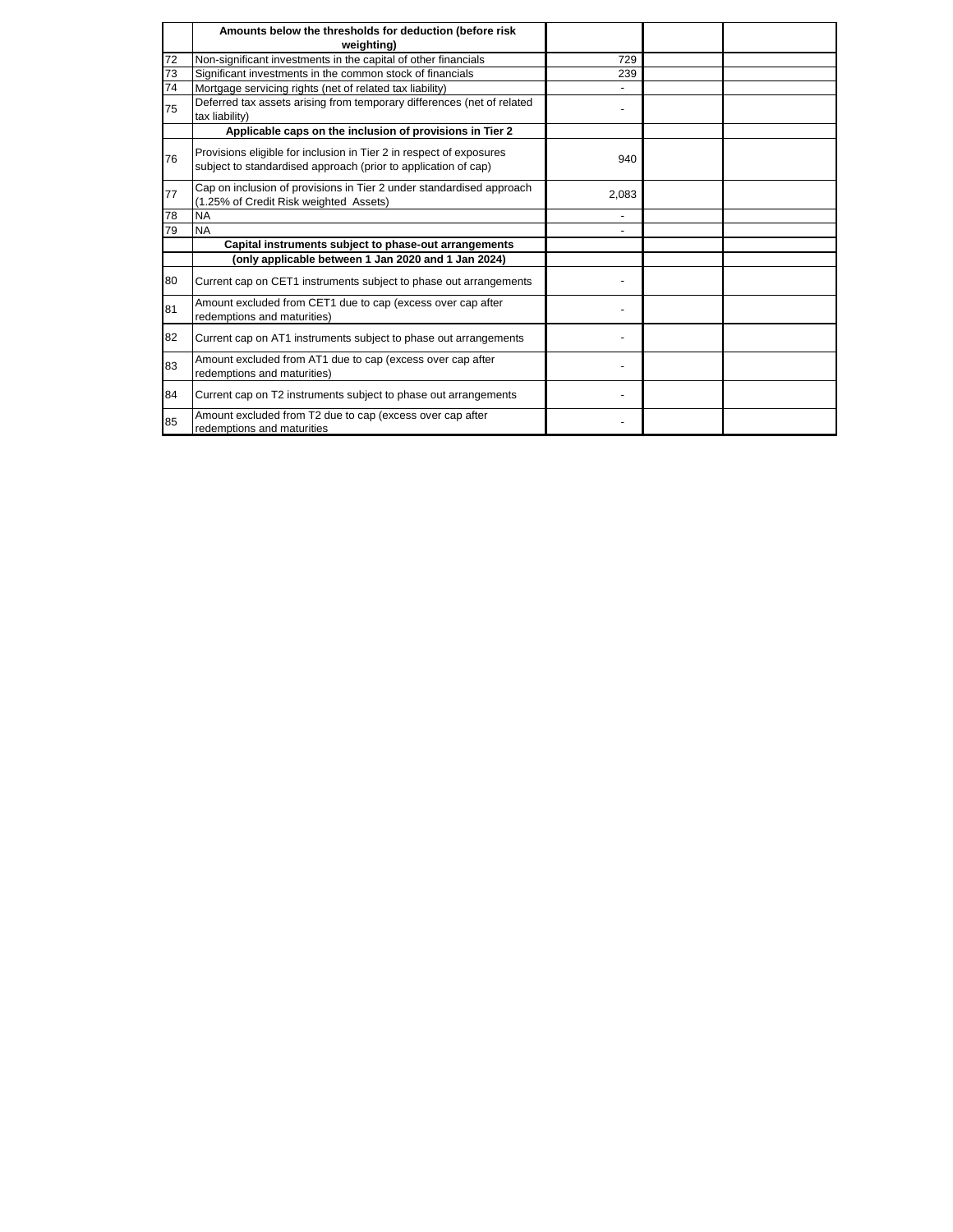| | Amounts below the thresholds for deduction (before risk weighting) | | | |
|---|---|---|---|---|
| 72 | Non-significant investments in the capital of other financials | 729 | | |
| 73 | Significant investments in the common stock of financials | 239 | | |
| 74 | Mortgage servicing rights (net of related tax liability) | - | | |
| 75 | Deferred tax assets arising from temporary differences (net of related tax liability) | - | | |
| | **Applicable caps on the inclusion of provisions in Tier 2** | | | |
| 76 | Provisions eligible for inclusion in Tier 2 in respect of exposures subject to standardised approach (prior to application of cap) | 940 | | |
| 77 | Cap on inclusion of provisions in Tier 2 under standardised approach (1.25% of Credit Risk weighted Assets) | 2,083 | | |
| 78 | NA | - | | |
| 79 | NA | - | | |
| | **Capital instruments subject to phase-out arrangements** | | | |
| | **(only applicable between 1 Jan 2020 and 1 Jan 2024)** | | | |
| 80 | Current cap on CET1 instruments subject to phase out arrangements | - | | |
| 81 | Amount excluded from CET1 due to cap (excess over cap after redemptions and maturities) | - | | |
| 82 | Current cap on AT1 instruments subject to phase out arrangements | - | | |
| 83 | Amount excluded from AT1 due to cap (excess over cap after redemptions and maturities) | - | | |
| 84 | Current cap on T2 instruments subject to phase out arrangements | - | | |
| 85 | Amount excluded from T2 due to cap (excess over cap after redemptions and maturities | - | | |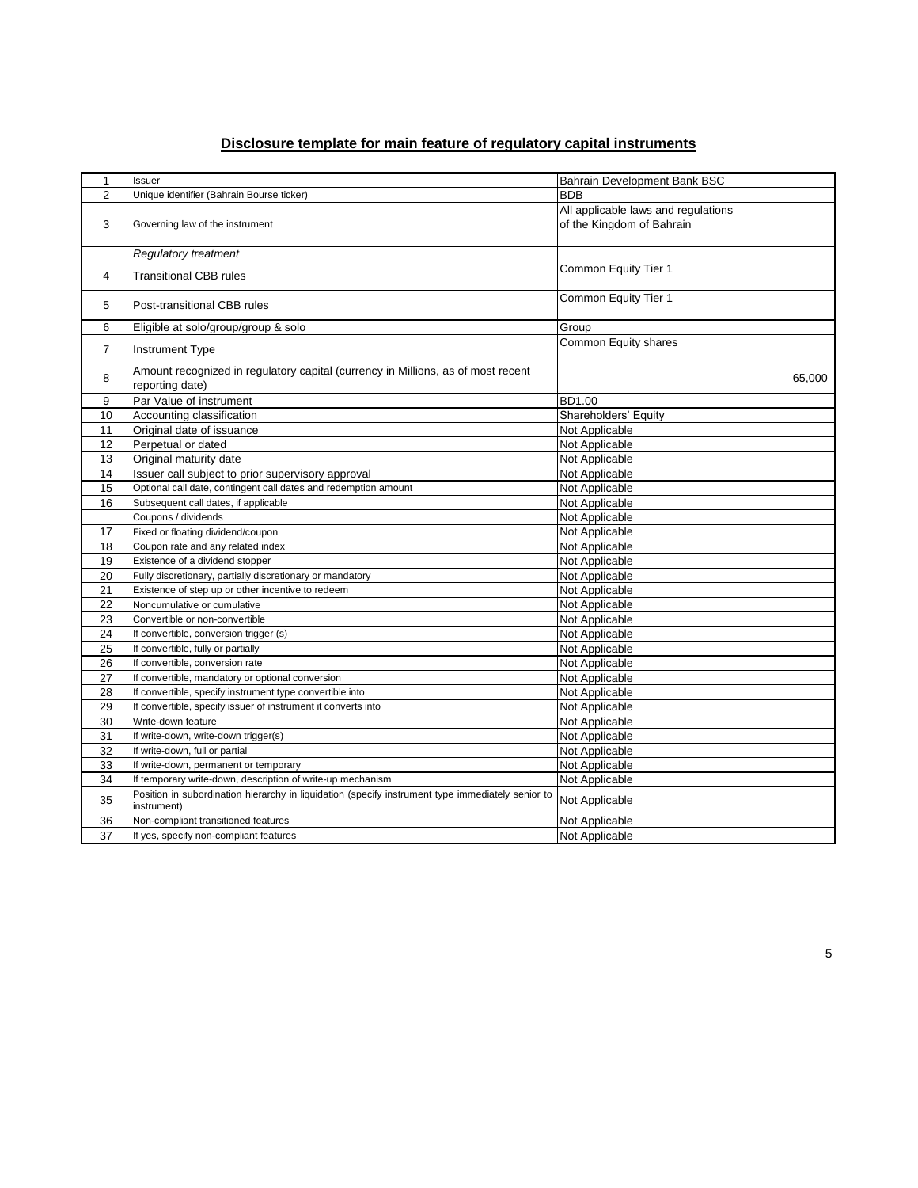## Disclosure template for main feature of regulatory capital instruments

| | | |
|---|---|---|
| 1 | Issuer | Bahrain Development Bank BSC |
| 2 | Unique identifier (Bahrain Bourse ticker) | BDB |
| 3 | Governing law of the instrument | All applicable laws and regulations of the Kingdom of Bahrain |
| | *Regulatory treatment* | |
| 4 | Transitional CBB rules | Common Equity Tier 1 |
| 5 | Post-transitional CBB rules | Common Equity Tier 1 |
| 6 | Eligible at solo/group/group & solo | Group |
| 7 | Instrument Type | Common Equity shares |
| 8 | Amount recognized in regulatory capital (currency in Millions, as of most recent reporting date) | 65,000 |
| 9 | Par Value of instrument | BD1.00 |
| 10 | Accounting classification | Shareholders' Equity |
| 11 | Original date of issuance | Not Applicable |
| 12 | Perpetual or dated | Not Applicable |
| 13 | Original maturity date | Not Applicable |
| 14 | Issuer call subject to prior supervisory approval | Not Applicable |
| 15 | Optional call date, contingent call dates and redemption amount | Not Applicable |
| 16 | Subsequent call dates, if applicable | Not Applicable |
| | Coupons / dividends | Not Applicable |
| 17 | Fixed or floating dividend/coupon | Not Applicable |
| 18 | Coupon rate and any related index | Not Applicable |
| 19 | Existence of a dividend stopper | Not Applicable |
| 20 | Fully discretionary, partially discretionary or mandatory | Not Applicable |
| 21 | Existence of step up or other incentive to redeem | Not Applicable |
| 22 | Noncumulative or cumulative | Not Applicable |
| 23 | Convertible or non-convertible | Not Applicable |
| 24 | If convertible, conversion trigger (s) | Not Applicable |
| 25 | If convertible, fully or partially | Not Applicable |
| 26 | If convertible, conversion rate | Not Applicable |
| 27 | If convertible, mandatory or optional conversion | Not Applicable |
| 28 | If convertible, specify instrument type convertible into | Not Applicable |
| 29 | If convertible, specify issuer of instrument it converts into | Not Applicable |
| 30 | Write-down feature | Not Applicable |
| 31 | If write-down, write-down trigger(s) | Not Applicable |
| 32 | If write-down, full or partial | Not Applicable |
| 33 | If write-down, permanent or temporary | Not Applicable |
| 34 | If temporary write-down, description of write-up mechanism | Not Applicable |
| 35 | Position in subordination hierarchy in liquidation (specify instrument type immediately senior to instrument) | Not Applicable |
| 36 | Non-compliant transitioned features | Not Applicable |
| 37 | If yes, specify non-compliant features | Not Applicable |